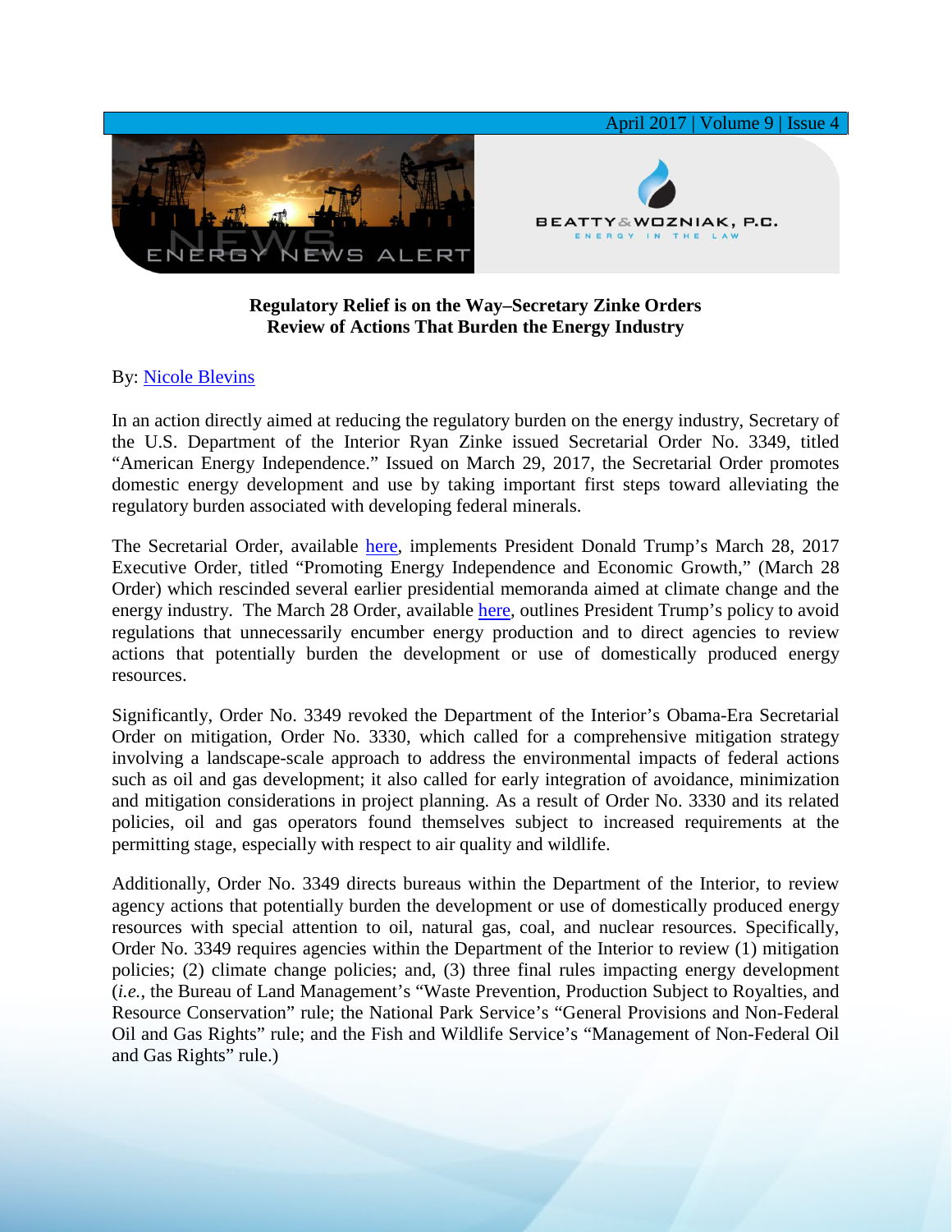# Regulatory Relief is on the Way–Secretary Zinke Orders Review of Actions That Burden the Energy Industry

By: Nicole Blevins

In an action directly aimed at reducing the regulatory burden on the energy industry, Secretary of the U.S. Department of the Interior Ryan Zinke issued Secretarial Order No. 3349, titled "American Energy Independence." Issued on March 29, 2017, the Secretarial Order promotes domestic energy development and use by taking important first steps toward alleviating the regulatory burden associated with developing federal minerals.

The Secretarial Order, available here, implements President Donald Trump's March 28, 2017 Executive Order, titled "Promoting Energy Independence and Economic Growth," (March 28 Order) which rescinded several earlier presidential memoranda aimed at climate change and the energy industry. The March 28 Order, available here, outlines President Trump's policy to avoid regulations that unnecessarily encumber energy production and to direct agencies to review actions that potentially burden the development or use of domestically produced energy resources.

Significantly, Order No. 3349 revoked the Department of the Interior's Obama-Era Secretarial Order on mitigation, Order No. 3330, which called for a comprehensive mitigation strategy involving a landscape-scale approach to address the environmental impacts of federal actions such as oil and gas development; it also called for early integration of avoidance, minimization and mitigation considerations in project planning. As a result of Order No. 3330 and its related policies, oil and gas operators found themselves subject to increased requirements at the permitting stage, especially with respect to air quality and wildlife.

Additionally, Order No. 3349 directs bureaus within the Department of the Interior, to review agency actions that potentially burden the development or use of domestically produced energy resources with special attention to oil, natural gas, coal, and nuclear resources. Specifically, Order No. 3349 requires agencies within the Department of the Interior to review (1) mitigation policies; (2) climate change policies; and, (3) three final rules impacting energy development (*i.e.*, the Bureau of Land Management's "Waste Prevention, Production Subject to Royalties, and Resource Conservation" rule; the National Park Service's "General Provisions and Non-Federal Oil and Gas Rights" rule; and the Fish and Wildlife Service's "Management of Non-Federal Oil and Gas Rights" rule.)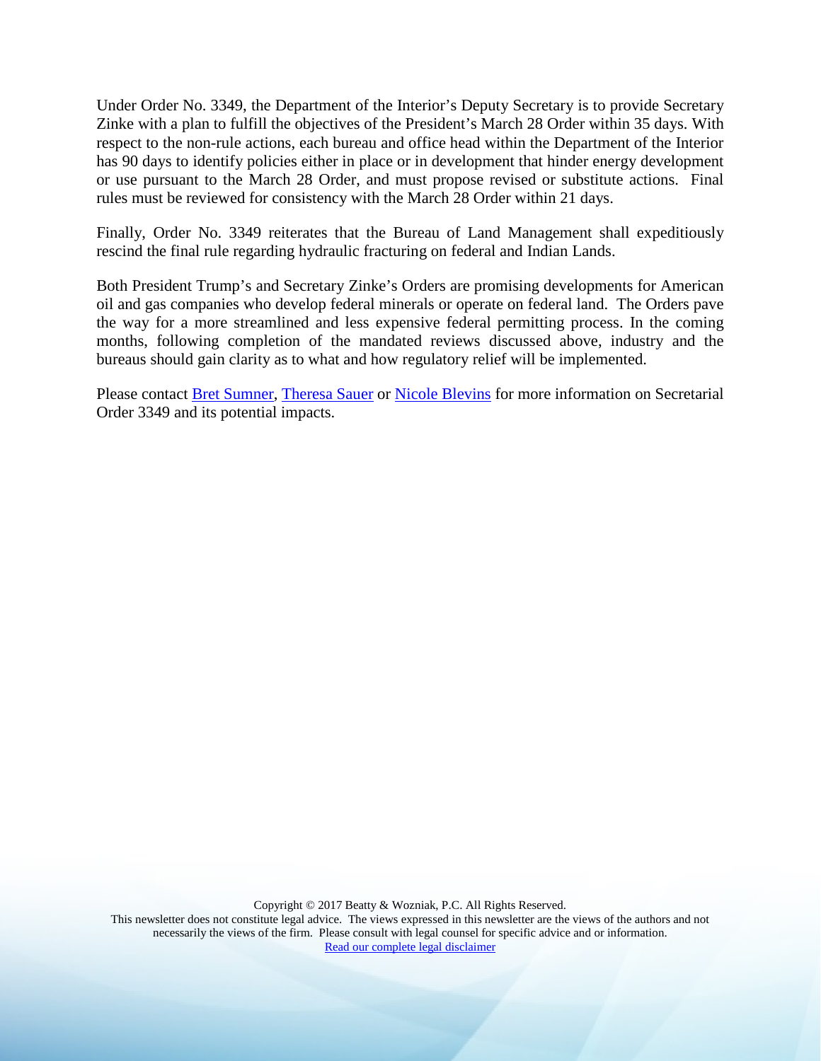Under Order No. 3349, the Department of the Interior's Deputy Secretary is to provide Secretary Zinke with a plan to fulfill the objectives of the President's March 28 Order within 35 days. With respect to the non-rule actions, each bureau and office head within the Department of the Interior has 90 days to identify policies either in place or in development that hinder energy development or use pursuant to the March 28 Order, and must propose revised or substitute actions. Final rules must be reviewed for consistency with the March 28 Order within 21 days.

Finally, Order No. 3349 reiterates that the Bureau of Land Management shall expeditiously rescind the final rule regarding hydraulic fracturing on federal and Indian Lands.

Both President Trump's and Secretary Zinke's Orders are promising developments for American oil and gas companies who develop federal minerals or operate on federal land. The Orders pave the way for a more streamlined and less expensive federal permitting process. In the coming months, following completion of the mandated reviews discussed above, industry and the bureaus should gain clarity as to what and how regulatory relief will be implemented.

Please contact Bret Sumner, Theresa Sauer or Nicole Blevins for more information on Secretarial Order 3349 and its potential impacts.

Copyright © 2017 Beatty & Wozniak, P.C. All Rights Reserved.
This newsletter does not constitute legal advice. The views expressed in this newsletter are the views of the authors and not necessarily the views of the firm. Please consult with legal counsel for specific advice and or information.
Read our complete legal disclaimer